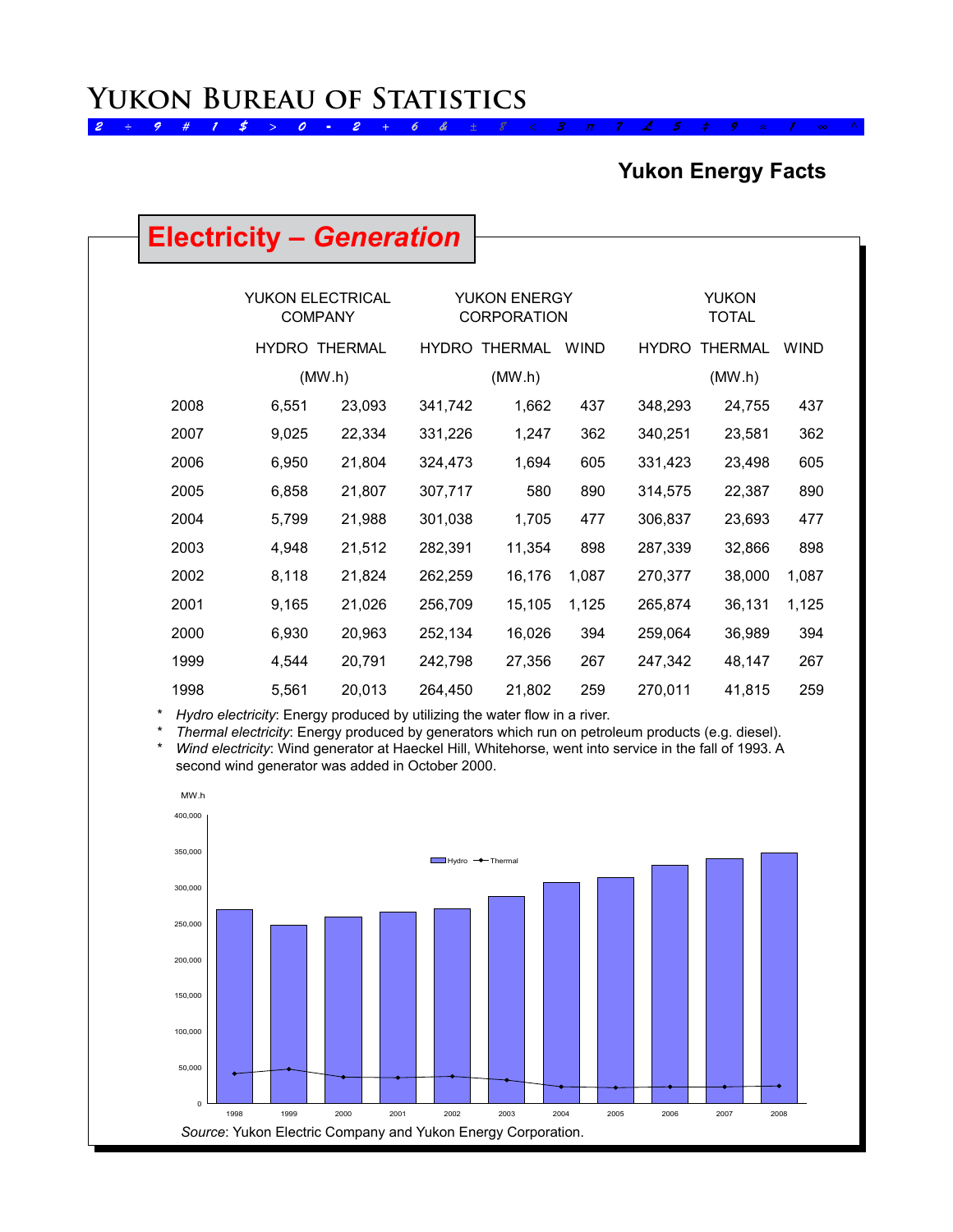# Yukon Bureau of Statistics

**Yukon Energy Facts**

## Electricity – *Generation*

| | YUKON ELECTRICAL COMPANY | | YUKON ENERGY CORPORATION | | | YUKON TOTAL | | |
|---|---|---|---|---|---|---|---|---|
| | HYDRO | THERMAL | HYDRO | THERMAL | WIND | HYDRO | THERMAL | WIND |
| | (MW.h) | | (MW.h) | | | (MW.h) | | |
| 2008 | 6,551 | 23,093 | 341,742 | 1,662 | 437 | 348,293 | 24,755 | 437 |
| 2007 | 9,025 | 22,334 | 331,226 | 1,247 | 362 | 340,251 | 23,581 | 362 |
| 2006 | 6,950 | 21,804 | 324,473 | 1,694 | 605 | 331,423 | 23,498 | 605 |
| 2005 | 6,858 | 21,807 | 307,717 | 580 | 890 | 314,575 | 22,387 | 890 |
| 2004 | 5,799 | 21,988 | 301,038 | 1,705 | 477 | 306,837 | 23,693 | 477 |
| 2003 | 4,948 | 21,512 | 282,391 | 11,354 | 898 | 287,339 | 32,866 | 898 |
| 2002 | 8,118 | 21,824 | 262,259 | 16,176 | 1,087 | 270,377 | 38,000 | 1,087 |
| 2001 | 9,165 | 21,026 | 256,709 | 15,105 | 1,125 | 265,874 | 36,131 | 1,125 |
| 2000 | 6,930 | 20,963 | 252,134 | 16,026 | 394 | 259,064 | 36,989 | 394 |
| 1999 | 4,544 | 20,791 | 242,798 | 27,356 | 267 | 247,342 | 48,147 | 267 |
| 1998 | 5,561 | 20,013 | 264,450 | 21,802 | 259 | 270,011 | 41,815 | 259 |

* *Hydro electricity*: Energy produced by utilizing the water flow in a river.
* *Thermal electricity*: Energy produced by generators which run on petroleum products (e.g. diesel).
* *Wind electricity*: Wind generator at Haeckel Hill, Whitehorse, went into service in the fall of 1993. A second wind generator was added in October 2000.

*Source*: Yukon Electric Company and Yukon Energy Corporation.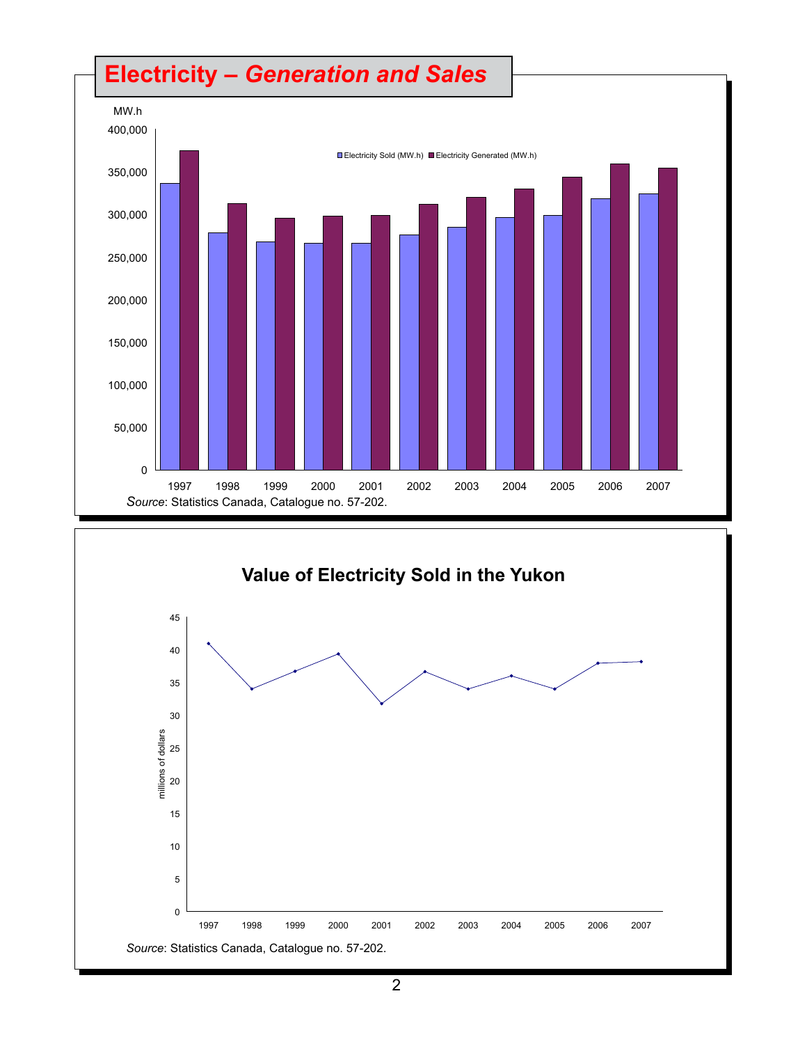# Electricity – *Generation and Sales*

MW.h

Electricity Sold (MW.h) | Electricity Generated (MW.h)

*Source*: Statistics Canada, Catalogue no. 57-202.

## Value of Electricity Sold in the Yukon

millions of dollars

*Source*: Statistics Canada, Catalogue no. 57-202.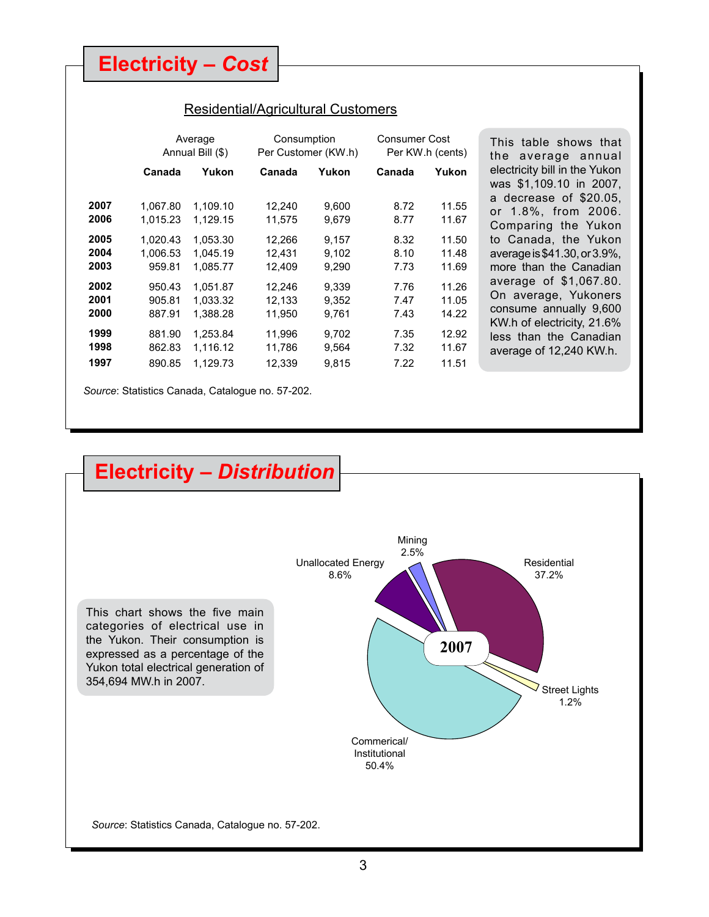# Electricity – *Cost*

## Residential/Agricultural Customers

| | Average Annual Bill ($) | | Consumption Per Customer (KW.h) | | Consumer Cost Per KW.h (cents) | |
|---|---|---|---|---|---|---|
| | **Canada** | **Yukon** | **Canada** | **Yukon** | **Canada** | **Yukon** |
| **2007** | 1,067.80 | 1,109.10 | 12,240 | 9,600 | 8.72 | 11.55 |
| **2006** | 1,015.23 | 1,129.15 | 11,575 | 9,679 | 8.77 | 11.67 |
| **2005** | 1,020.43 | 1,053.30 | 12,266 | 9,157 | 8.32 | 11.50 |
| **2004** | 1,006.53 | 1,045.19 | 12,431 | 9,102 | 8.10 | 11.48 |
| **2003** | 959.81 | 1,085.77 | 12,409 | 9,290 | 7.73 | 11.69 |
| **2002** | 950.43 | 1,051.87 | 12,246 | 9,339 | 7.76 | 11.26 |
| **2001** | 905.81 | 1,033.32 | 12,133 | 9,352 | 7.47 | 11.05 |
| **2000** | 887.91 | 1,388.28 | 11,950 | 9,761 | 7.43 | 14.22 |
| **1999** | 881.90 | 1,253.84 | 11,996 | 9,702 | 7.35 | 12.92 |
| **1998** | 862.83 | 1,116.12 | 11,786 | 9,564 | 7.32 | 11.67 |
| **1997** | 890.85 | 1,129.73 | 12,339 | 9,815 | 7.22 | 11.51 |

This table shows that the average annual electricity bill in the Yukon was $1,109.10 in 2007, a decrease of $20.05, or 1.8%, from 2006. Comparing the Yukon to Canada, the Yukon average is $41.30, or 3.9%, more than the Canadian average of $1,067.80. On average, Yukoners consume annually 9,600 KW.h of electricity, 21.6% less than the Canadian average of 12,240 KW.h.

*Source*: Statistics Canada, Catalogue no. 57-202.

# Electricity – *Distribution*

This chart shows the five main categories of electrical use in the Yukon. Their consumption is expressed as a percentage of the Yukon total electrical generation of 354,694 MW.h in 2007.

2007

- Residential 37.2%
- Street Lights 1.2%
- Commerical/ Institutional 50.4%
- Unallocated Energy 8.6%
- Mining 2.5%

*Source*: Statistics Canada, Catalogue no. 57-202.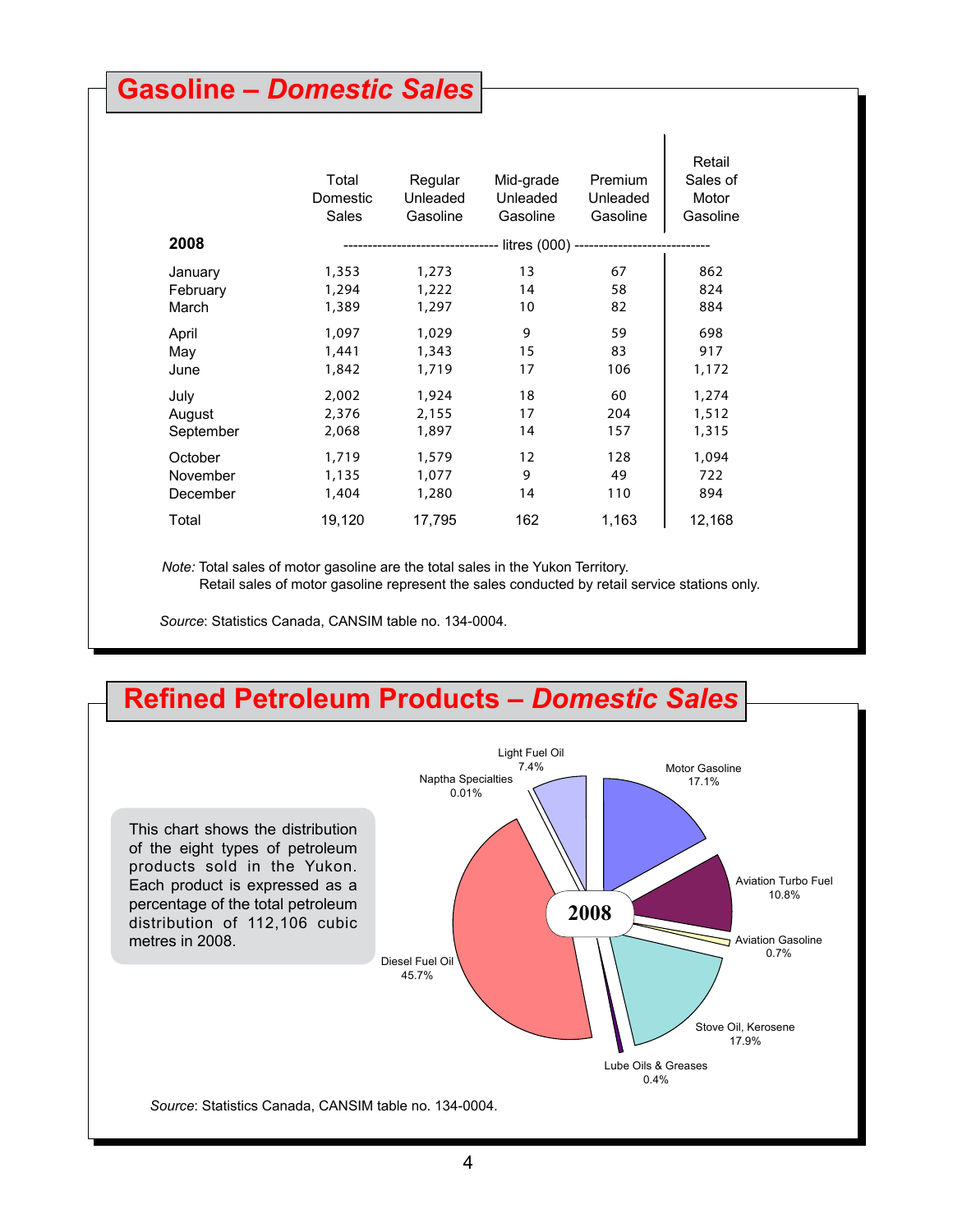## Gasoline – *Domestic Sales*

| 2008 | Total Domestic Sales | Regular Unleaded Gasoline | Mid-grade Unleaded Gasoline | Premium Unleaded Gasoline | Retail Sales of Motor Gasoline |
|---|---|---|---|---|---|
| | litres (000) | | | | |
| January | 1,353 | 1,273 | 13 | 67 | 862 |
| February | 1,294 | 1,222 | 14 | 58 | 824 |
| March | 1,389 | 1,297 | 10 | 82 | 884 |
| April | 1,097 | 1,029 | 9 | 59 | 698 |
| May | 1,441 | 1,343 | 15 | 83 | 917 |
| June | 1,842 | 1,719 | 17 | 106 | 1,172 |
| July | 2,002 | 1,924 | 18 | 60 | 1,274 |
| August | 2,376 | 2,155 | 17 | 204 | 1,512 |
| September | 2,068 | 1,897 | 14 | 157 | 1,315 |
| October | 1,719 | 1,579 | 12 | 128 | 1,094 |
| November | 1,135 | 1,077 | 9 | 49 | 722 |
| December | 1,404 | 1,280 | 14 | 110 | 894 |
| Total | 19,120 | 17,795 | 162 | 1,163 | 12,168 |

*Note:* Total sales of motor gasoline are the total sales in the Yukon Territory.
Retail sales of motor gasoline represent the sales conducted by retail service stations only.

*Source*: Statistics Canada, CANSIM table no. 134-0004.

## Refined Petroleum Products – *Domestic Sales*

This chart shows the distribution of the eight types of petroleum products sold in the Yukon. Each product is expressed as a percentage of the total petroleum distribution of 112,106 cubic metres in 2008.

2008

- Motor Gasoline 17.1%
- Aviation Turbo Fuel 10.8%
- Aviation Gasoline 0.7%
- Stove Oil, Kerosene 17.9%
- Lube Oils & Greases 0.4%
- Diesel Fuel Oil 45.7%
- Naptha Specialties 0.01%
- Light Fuel Oil 7.4%

*Source*: Statistics Canada, CANSIM table no. 134-0004.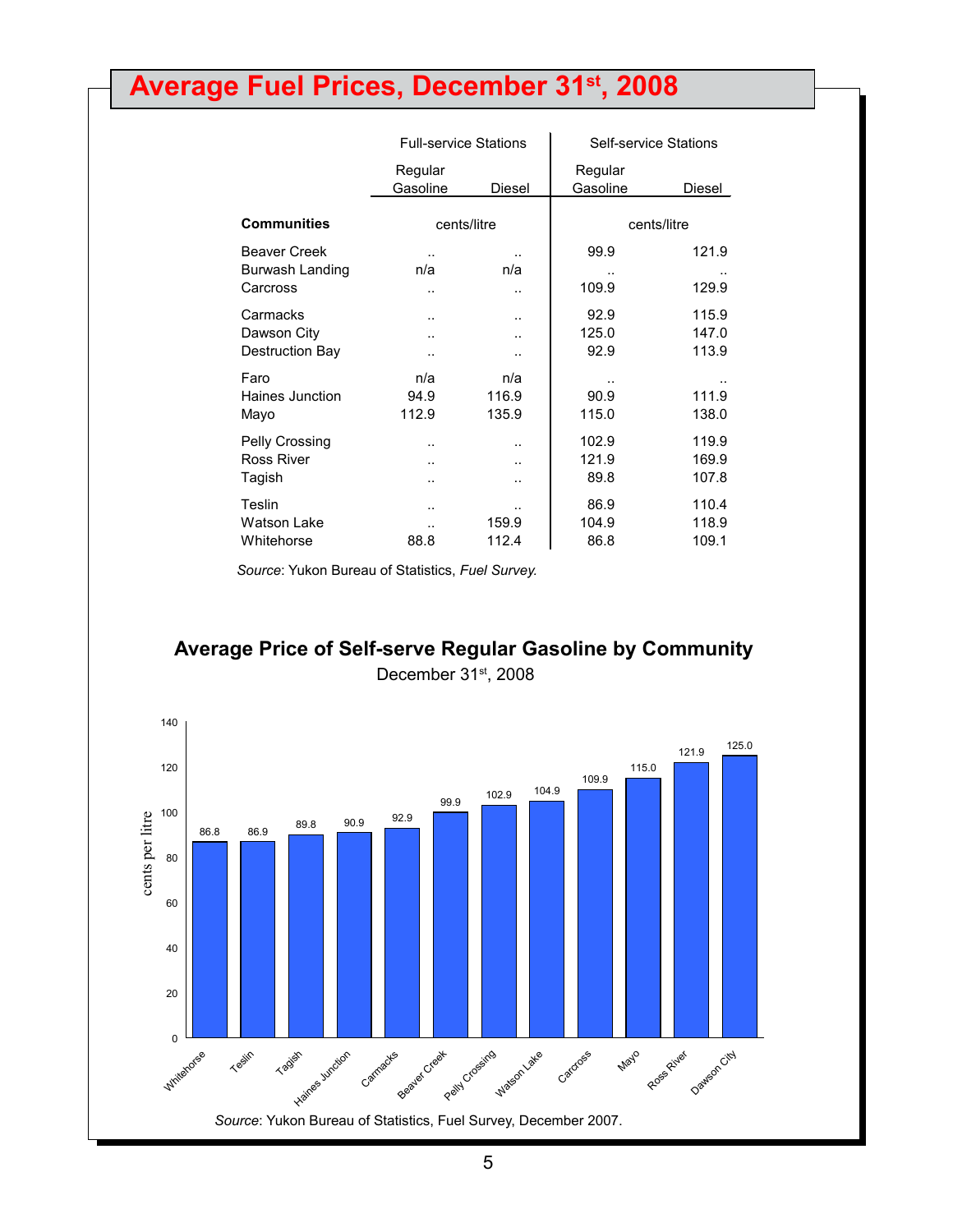# Average Fuel Prices, December 31st, 2008

| | Full-service Stations | | Self-service Stations | |
|---|---|---|---|---|
| | Regular Gasoline | Diesel | Regular Gasoline | Diesel |
| **Communities** | cents/litre | | cents/litre | |
| Beaver Creek | .. | .. | 99.9 | 121.9 |
| Burwash Landing | n/a | n/a | .. | .. |
| Carcross | .. | .. | 109.9 | 129.9 |
| Carmacks | .. | .. | 92.9 | 115.9 |
| Dawson City | .. | .. | 125.0 | 147.0 |
| Destruction Bay | .. | .. | 92.9 | 113.9 |
| Faro | n/a | n/a | .. | .. |
| Haines Junction | 94.9 | 116.9 | 90.9 | 111.9 |
| Mayo | 112.9 | 135.9 | 115.0 | 138.0 |
| Pelly Crossing | .. | .. | 102.9 | 119.9 |
| Ross River | .. | .. | 121.9 | 169.9 |
| Tagish | .. | .. | 89.8 | 107.8 |
| Teslin | .. | .. | 86.9 | 110.4 |
| Watson Lake | .. | 159.9 | 104.9 | 118.9 |
| Whitehorse | 88.8 | 112.4 | 86.8 | 109.1 |

*Source*: Yukon Bureau of Statistics, *Fuel Survey.*

## Average Price of Self-serve Regular Gasoline by Community

December 31st, 2008

| Community | cents per litre |
|---|---|
| Whitehorse | 86.8 |
| Teslin | 86.9 |
| Tagish | 89.8 |
| Haines Junction | 90.9 |
| Carmacks | 92.9 |
| Beaver Creek | 99.9 |
| Pelly Crossing | 102.9 |
| Watson Lake | 104.9 |
| Carcross | 109.9 |
| Mayo | 115.0 |
| Ross River | 121.9 |
| Dawson City | 125.0 |

*Source*: Yukon Bureau of Statistics, Fuel Survey, December 2007.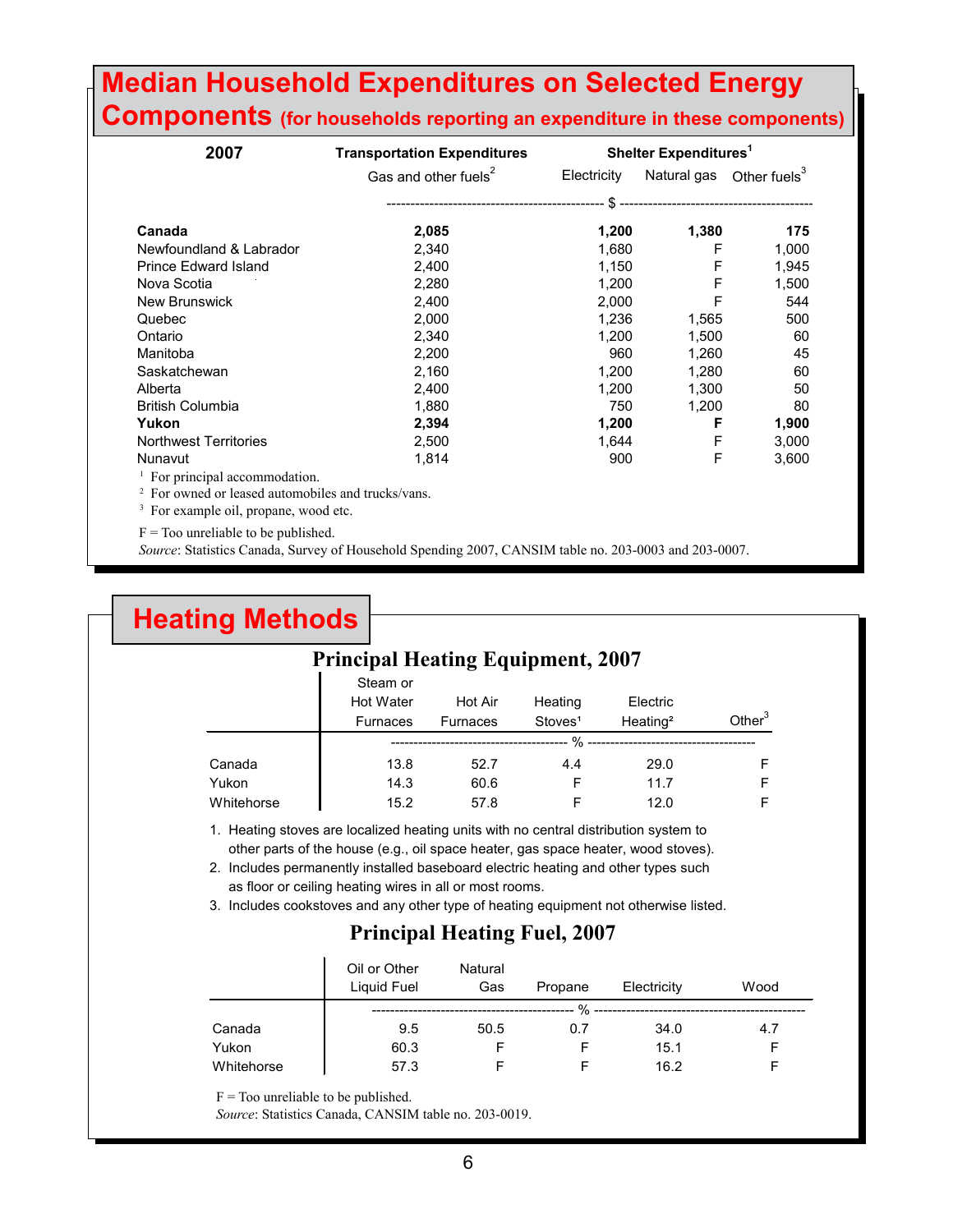# Median Household Expenditures on Selected Energy Components (for households reporting an expenditure in these components)

| 2007 | Transportation Expenditures | Shelter Expenditures[1] | | |
|---|---|---|---|---|
| | Gas and other fuels[2] | Electricity | Natural gas | Other fuels[3] |
| | $ | | | |
| **Canada** | **2,085** | **1,200** | **1,380** | **175** |
| Newfoundland & Labrador | 2,340 | 1,680 | F | 1,000 |
| Prince Edward Island | 2,400 | 1,150 | F | 1,945 |
| Nova Scotia | 2,280 | 1,200 | F | 1,500 |
| New Brunswick | 2,400 | 2,000 | F | 544 |
| Quebec | 2,000 | 1,236 | 1,565 | 500 |
| Ontario | 2,340 | 1,200 | 1,500 | 60 |
| Manitoba | 2,200 | 960 | 1,260 | 45 |
| Saskatchewan | 2,160 | 1,200 | 1,280 | 60 |
| Alberta | 2,400 | 1,200 | 1,300 | 50 |
| British Columbia | 1,880 | 750 | 1,200 | 80 |
| **Yukon** | **2,394** | **1,200** | **F** | **1,900** |
| Northwest Territories | 2,500 | 1,644 | F | 3,000 |
| Nunavut | 1,814 | 900 | F | 3,600 |

[1] For principal accommodation.
[2] For owned or leased automobiles and trucks/vans.
[3] For example oil, propane, wood etc.

F = Too unreliable to be published.
*Source*: Statistics Canada, Survey of Household Spending 2007, CANSIM table no. 203-0003 and 203-0007.

# Heating Methods

## Principal Heating Equipment, 2007

| | Steam or Hot Water Furnaces | Hot Air Furnaces | Heating Stoves[1] | Electric Heating[2] | Other[3] |
|---|---|---|---|---|---|
| | % | | | | |
| Canada | 13.8 | 52.7 | 4.4 | 29.0 | F |
| Yukon | 14.3 | 60.6 | F | 11.7 | F |
| Whitehorse | 15.2 | 57.8 | F | 12.0 | F |

1. Heating stoves are localized heating units with no central distribution system to other parts of the house (e.g., oil space heater, gas space heater, wood stoves).
2. Includes permanently installed baseboard electric heating and other types such as floor or ceiling heating wires in all or most rooms.
3. Includes cookstoves and any other type of heating equipment not otherwise listed.

## Principal Heating Fuel, 2007

| | Oil or Other Liquid Fuel | Natural Gas | Propane | Electricity | Wood |
|---|---|---|---|---|---|
| | % | | | | |
| Canada | 9.5 | 50.5 | 0.7 | 34.0 | 4.7 |
| Yukon | 60.3 | F | F | 15.1 | F |
| Whitehorse | 57.3 | F | F | 16.2 | F |

F = Too unreliable to be published.
*Source*: Statistics Canada, CANSIM table no. 203-0019.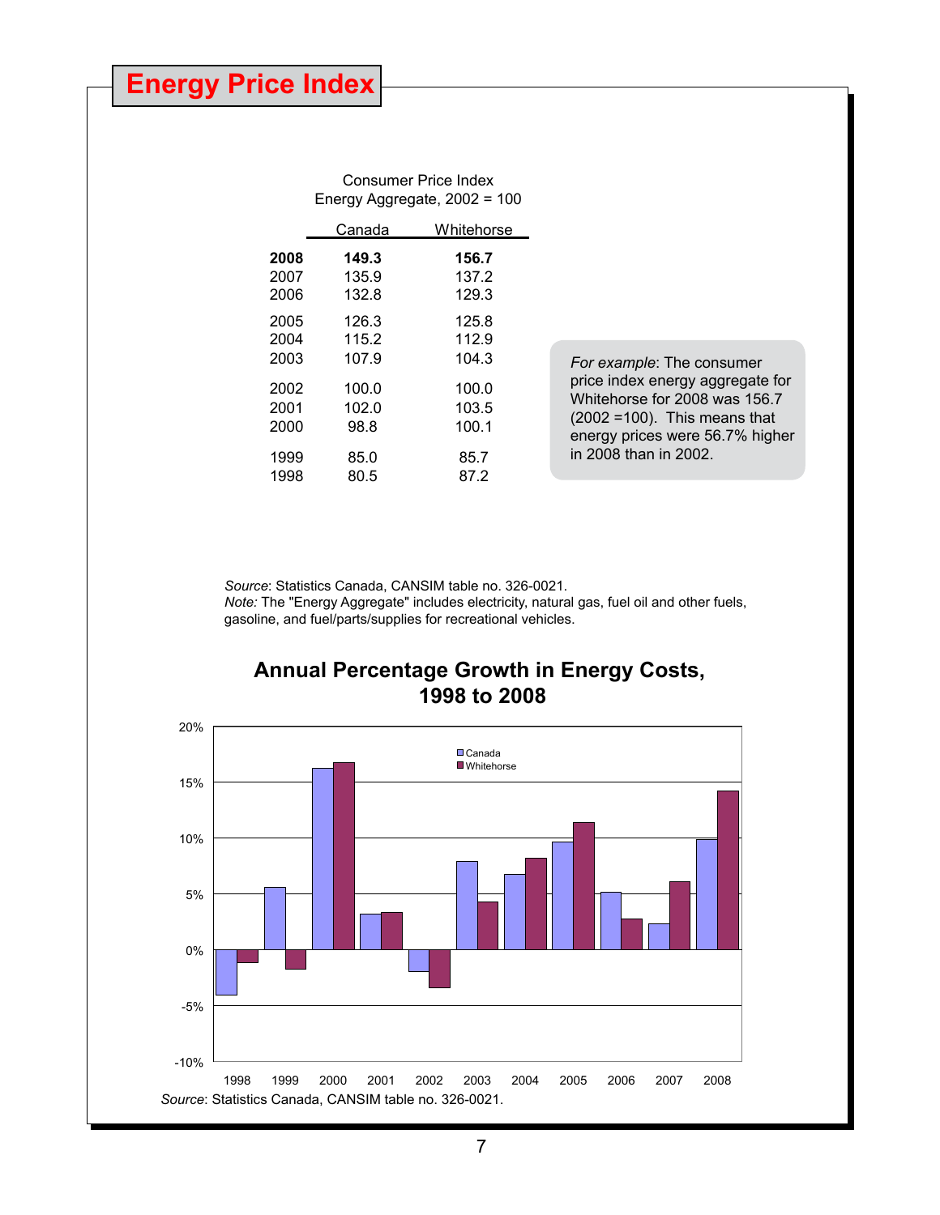# Energy Price Index

Consumer Price Index
Energy Aggregate, 2002 = 100

| | Canada | Whitehorse |
|---|---|---|
| **2008** | **149.3** | **156.7** |
| 2007 | 135.9 | 137.2 |
| 2006 | 132.8 | 129.3 |
| 2005 | 126.3 | 125.8 |
| 2004 | 115.2 | 112.9 |
| 2003 | 107.9 | 104.3 |
| 2002 | 100.0 | 100.0 |
| 2001 | 102.0 | 103.5 |
| 2000 | 98.8 | 100.1 |
| 1999 | 85.0 | 85.7 |
| 1998 | 80.5 | 87.2 |

*For example*: The consumer price index energy aggregate for Whitehorse for 2008 was 156.7 (2002 =100). This means that energy prices were 56.7% higher in 2008 than in 2002.

*Source*: Statistics Canada, CANSIM table no. 326-0021.
*Note:* The "Energy Aggregate" includes electricity, natural gas, fuel oil and other fuels, gasoline, and fuel/parts/supplies for recreational vehicles.

## Annual Percentage Growth in Energy Costs, 1998 to 2008

*Source*: Statistics Canada, CANSIM table no. 326-0021.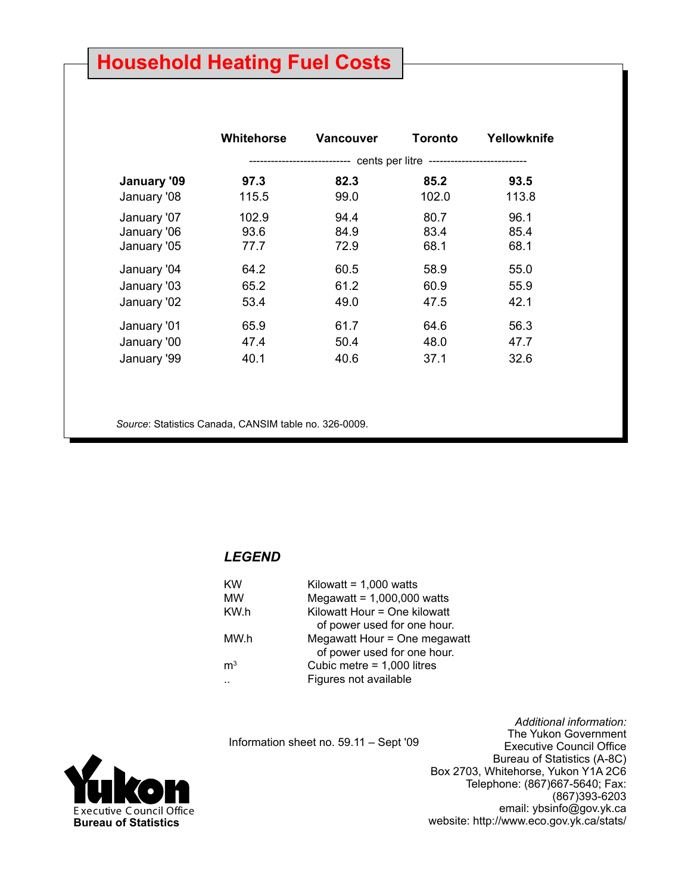# Household Heating Fuel Costs

| | Whitehorse | Vancouver | Toronto | Yellowknife |
|---|---|---|---|---|
| | ---------------------------- cents per litre | | | --------------------------- |
| **January '09** | **97.3** | **82.3** | **85.2** | **93.5** |
| January '08 | 115.5 | 99.0 | 102.0 | 113.8 |
| January '07 | 102.9 | 94.4 | 80.7 | 96.1 |
| January '06 | 93.6 | 84.9 | 83.4 | 85.4 |
| January '05 | 77.7 | 72.9 | 68.1 | 68.1 |
| January '04 | 64.2 | 60.5 | 58.9 | 55.0 |
| January '03 | 65.2 | 61.2 | 60.9 | 55.9 |
| January '02 | 53.4 | 49.0 | 47.5 | 42.1 |
| January '01 | 65.9 | 61.7 | 64.6 | 56.3 |
| January '00 | 47.4 | 50.4 | 48.0 | 47.7 |
| January '99 | 40.1 | 40.6 | 37.1 | 32.6 |

*Source*: Statistics Canada, CANSIM table no. 326-0009.

***LEGEND***

| | |
|---|---|
| KW | Kilowatt = 1,000 watts |
| MW | Megawatt = 1,000,000 watts |
| KW.h | Kilowatt Hour = One kilowatt of power used for one hour. |
| MW.h | Megawatt Hour = One megawatt of power used for one hour. |
| $m^3$ | Cubic metre = 1,000 litres |
| .. | Figures not available |

Information sheet no. 59.11 – Sept '09

*Additional information:*
The Yukon Government
Executive Council Office
Bureau of Statistics (A-8C)
Box 2703, Whitehorse, Yukon Y1A 2C6
Telephone: (867)667-5640; Fax: (867)393-6203
email: ybsinfo@gov.yk.ca
website: http://www.eco.gov.yk.ca/stats/

Yukon
Executive Council Office
**Bureau of Statistics**